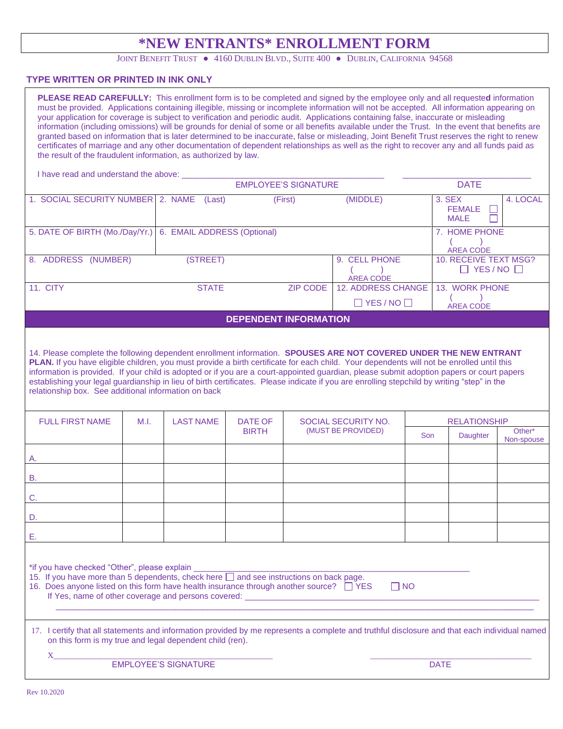# *NEW ENTRANTS* ENROLLMENT FORM

JOINT BENEFIT TRUST ● 4160 DUBLIN BLVD., SUITE 400 ● DUBLIN, CALIFORNIA 94568

**TYPE WRITTEN OR PRINTED IN INK ONLY**

**PLEASE READ CAREFULLY:** This enrollment form is to be completed and signed by the employee only and all requested information must be provided. Applications containing illegible, missing or incomplete information will not be accepted. All information appearing on your application for coverage is subject to verification and periodic audit. Applications containing false, inaccurate or misleading information (including omissions) will be grounds for denial of some or all benefits available under the Trust. In the event that benefits are granted based on information that is later determined to be inaccurate, false or misleading, Joint Benefit Trust reserves the right to renew certificates of marriage and any other documentation of dependent relationships as well as the right to recover any and all funds paid as the result of the fraudulent information, as authorized by law.

I have read and understand the above: ______________________________ ____________________

EMPLOYEE'S SIGNATURE DATE

| 1. SOCIAL SECURITY NUMBER | 2. NAME (Last) (First) (MIDDLE) | | 3. SEX FEMALE ☐ MALE ☐ | 4. LOCAL |
|---|---|---|---|---|
| 5. DATE OF BIRTH (Mo./Day/Yr.) | 6. EMAIL ADDRESS (Optional) | | 7. HOME PHONE ( ) AREA CODE | |
| 8. ADDRESS (NUMBER) (STREET) | | 9. CELL PHONE ( ) AREA CODE | 10. RECEIVE TEXT MSG? ☐ YES / NO ☐ | |
| 11. CITY STATE ZIP CODE | | 12. ADDRESS CHANGE ☐ YES / NO ☐ | 13. WORK PHONE ( ) AREA CODE | |

## DEPENDENT INFORMATION

14. Please complete the following dependent enrollment information. **SPOUSES ARE NOT COVERED UNDER THE NEW ENTRANT PLAN.** If you have eligible children, you must provide a birth certificate for each child. Your dependents will not be enrolled until this information is provided. If your child is adopted or if you are a court-appointed guardian, please submit adoption papers or court papers establishing your legal guardianship in lieu of birth certificates. Please indicate if you are enrolling stepchild by writing "step" in the relationship box. See additional information on back

| FULL FIRST NAME | M.I. | LAST NAME | DATE OF BIRTH | SOCIAL SECURITY NO. (MUST BE PROVIDED) | RELATIONSHIP | | |
|---|---|---|---|---|---|---|---|
| | | | | | Son | Daughter | Other* Non-spouse |
| A. | | | | | | | |
| B. | | | | | | | |
| C. | | | | | | | |
| D. | | | | | | | |
| E. | | | | | | | |

*if you have checked "Other", please explain ____________________________________________

15. If you have more than 5 dependents, check here ☐ and see instructions on back page.
16. Does anyone listed on this form have health insurance through another source? ☐ YES ☐ NO
    If Yes, name of other coverage and persons covered: ____________________________________________
    ____________________________________________

17. I certify that all statements and information provided by me represents a complete and truthful disclosure and that each individual named on this form is my true and legal dependent child (ren).

X______________________________ ____________________

EMPLOYEE'S SIGNATURE DATE

Rev 10.2020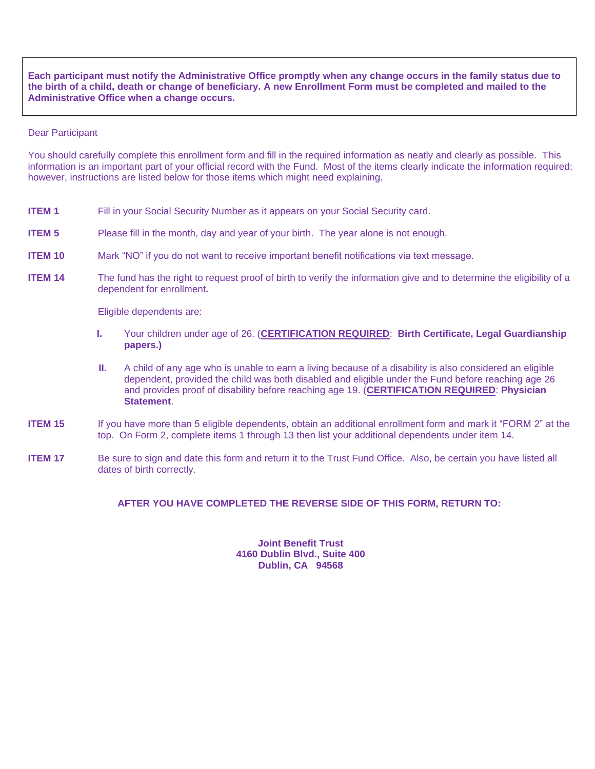**Each participant must notify the Administrative Office promptly when any change occurs in the family status due to the birth of a child, death or change of beneficiary. A new Enrollment Form must be completed and mailed to the Administrative Office when a change occurs.**

Dear Participant

You should carefully complete this enrollment form and fill in the required information as neatly and clearly as possible. This information is an important part of your official record with the Fund. Most of the items clearly indicate the information required; however, instructions are listed below for those items which might need explaining.

**ITEM 1** Fill in your Social Security Number as it appears on your Social Security card.

**ITEM 5** Please fill in the month, day and year of your birth. The year alone is not enough.

**ITEM 10** Mark "NO" if you do not want to receive important benefit notifications via text message.

**ITEM 14** The fund has the right to request proof of birth to verify the information give and to determine the eligibility of a dependent for enrollment**.**

Eligible dependents are:

**I.** Your children under age of 26. (**CERTIFICATION REQUIRED**: **Birth Certificate, Legal Guardianship papers.)**

**II.** A child of any age who is unable to earn a living because of a disability is also considered an eligible dependent, provided the child was both disabled and eligible under the Fund before reaching age 26 and provides proof of disability before reaching age 19. (**CERTIFICATION REQUIRED**: **Physician Statement**.

**ITEM 15** If you have more than 5 eligible dependents, obtain an additional enrollment form and mark it "FORM 2" at the top. On Form 2, complete items 1 through 13 then list your additional dependents under item 14.

**ITEM 17** Be sure to sign and date this form and return it to the Trust Fund Office. Also, be certain you have listed all dates of birth correctly.

**AFTER YOU HAVE COMPLETED THE REVERSE SIDE OF THIS FORM, RETURN TO:**

**Joint Benefit Trust**
**4160 Dublin Blvd., Suite 400**
**Dublin, CA 94568**